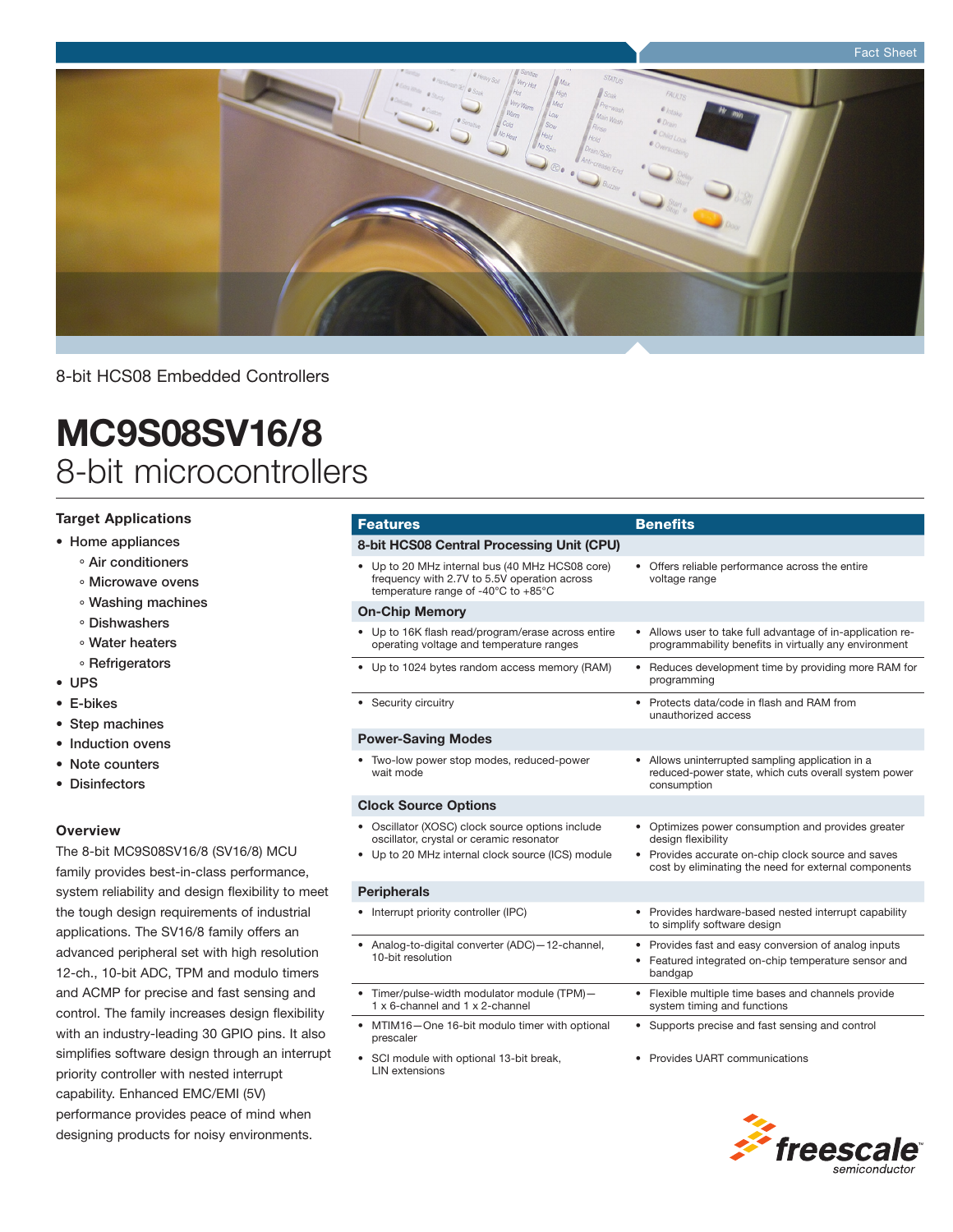Fact Sheet

8-bit HCS08 Embedded Controllers

# MC9S08SV16/8

## 8-bit microcontrollers

### Target Applications

- Home appliances
  - Air conditioners
  - Microwave ovens
  - Washing machines
  - Dishwashers
  - Water heaters
  - Refrigerators
- UPS
- E-bikes
- Step machines
- Induction ovens
- Note counters
- Disinfectors

### Overview

The 8-bit MC9S08SV16/8 (SV16/8) MCU family provides best-in-class performance, system reliability and design flexibility to meet the tough design requirements of industrial applications. The SV16/8 family offers an advanced peripheral set with high resolution 12-ch., 10-bit ADC, TPM and modulo timers and ACMP for precise and fast sensing and control. The family increases design flexibility with an industry-leading 30 GPIO pins. It also simplifies software design through an interrupt priority controller with nested interrupt capability. Enhanced EMC/EMI (5V) performance provides peace of mind when designing products for noisy environments.

| Features | Benefits |
|---|---|
| **8-bit HCS08 Central Processing Unit (CPU)** | |
| • Up to 20 MHz internal bus (40 MHz HCS08 core) frequency with 2.7V to 5.5V operation across temperature range of -40°C to +85°C | • Offers reliable performance across the entire voltage range |
| **On-Chip Memory** | |
| • Up to 16K flash read/program/erase across entire operating voltage and temperature ranges | • Allows user to take full advantage of in-application re-programmability benefits in virtually any environment |
| • Up to 1024 bytes random access memory (RAM) | • Reduces development time by providing more RAM for programming |
| • Security circuitry | • Protects data/code in flash and RAM from unauthorized access |
| **Power-Saving Modes** | |
| • Two-low power stop modes, reduced-power wait mode | • Allows uninterrupted sampling application in a reduced-power state, which cuts overall system power consumption |
| **Clock Source Options** | |
| • Oscillator (XOSC) clock source options include oscillator, crystal or ceramic resonator<br>• Up to 20 MHz internal clock source (ICS) module | • Optimizes power consumption and provides greater design flexibility<br>• Provides accurate on-chip clock source and saves cost by eliminating the need for external components |
| **Peripherals** | |
| • Interrupt priority controller (IPC) | • Provides hardware-based nested interrupt capability to simplify software design |
| • Analog-to-digital converter (ADC)—12-channel, 10-bit resolution | • Provides fast and easy conversion of analog inputs<br>• Featured integrated on-chip temperature sensor and bandgap |
| • Timer/pulse-width modulator module (TPM)—1 x 6-channel and 1 x 2-channel | • Flexible multiple time bases and channels provide system timing and functions |
| • MTIM16—One 16-bit modulo timer with optional prescaler | • Supports precise and fast sensing and control |
| • SCI module with optional 13-bit break, LIN extensions | • Provides UART communications |

freescale semiconductor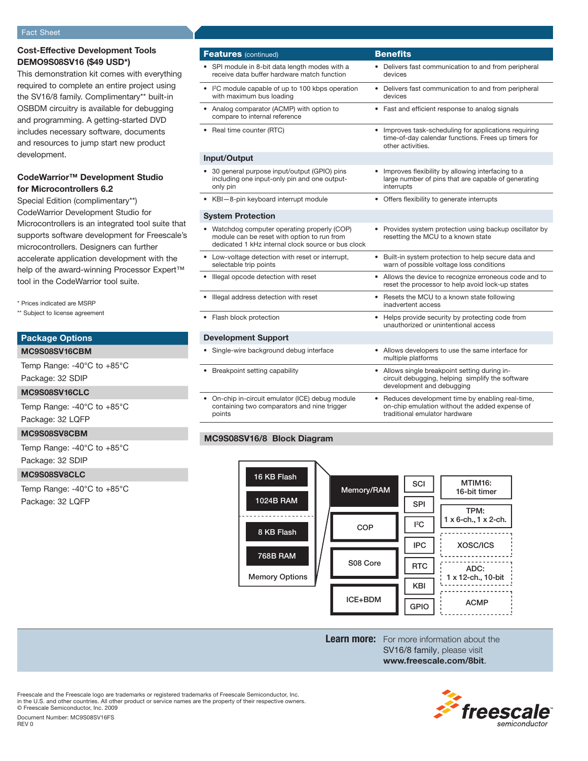Fact Sheet

## Cost-Effective Development Tools

**DEMO9S08SV16 ($49 USD*)**

This demonstration kit comes with everything required to complete an entire project using the SV16/8 family. Complimentary** built-in OSBDM circuitry is available for debugging and programming. A getting-started DVD includes necessary software, documents and resources to jump start new product development.

**CodeWarrior™ Development Studio for Microcontrollers 6.2**

Special Edition (complimentary**) CodeWarrior Development Studio for Microcontrollers is an integrated tool suite that supports software development for Freescale's microcontrollers. Designers can further accelerate application development with the help of the award-winning Processor Expert™ tool in the CodeWarrior tool suite.

\* Prices indicated are MSRP

\** Subject to license agreement

## Package Options

**MC9S08SV16CBM**

Temp Range: -40°C to +85°C
Package: 32 SDIP

**MC9S08SV16CLC**

Temp Range: -40°C to +85°C
Package: 32 LQFP

**MC9S08SV8CBM**

Temp Range: -40°C to +85°C
Package: 32 SDIP

**MC9S08SV8CLC**

Temp Range: -40°C to +85°C
Package: 32 LQFP

| Features (continued) | Benefits |
|---|---|
| • SPI module in 8-bit data length modes with a receive data buffer hardware match function | • Delivers fast communication to and from peripheral devices |
| • I²C module capable of up to 100 kbps operation with maximum bus loading | • Delivers fast communication to and from peripheral devices |
| • Analog comparator (ACMP) with option to compare to internal reference | • Fast and efficient response to analog signals |
| • Real time counter (RTC) | • Improves task-scheduling for applications requiring time-of-day calendar functions. Frees up timers for other activities. |
| **Input/Output** | |
| • 30 general purpose input/output (GPIO) pins including one input-only pin and one output-only pin | • Improves flexibility by allowing interfacing to a large number of pins that are capable of generating interrupts |
| • KBI—8-pin keyboard interrupt module | • Offers flexibility to generate interrupts |
| **System Protection** | |
| • Watchdog computer operating properly (COP) module can be reset with option to run from dedicated 1 kHz internal clock source or bus clock | • Provides system protection using backup oscillator by resetting the MCU to a known state |
| • Low-voltage detection with reset or interrupt, selectable trip points | • Built-in system protection to help secure data and warn of possible voltage loss conditions |
| • Illegal opcode detection with reset | • Allows the device to recognize erroneous code and to reset the processor to help avoid lock-up states |
| • Illegal address detection with reset | • Resets the MCU to a known state following inadvertent access |
| • Flash block protection | • Helps provide security by protecting code from unauthorized or unintentional access |
| **Development Support** | |
| • Single-wire background debug interface | • Allows developers to use the same interface for multiple platforms |
| • Breakpoint setting capability | • Allows single breakpoint setting during in-circuit debugging, helping simplify the software development and debugging |
| • On-chip in-circuit emulator (ICE) debug module containing two comparators and nine trigger points | • Reduces development time by enabling real-time, on-chip emulation without the added expense of traditional emulator hardware |

## MC9S08SV16/8 Block Diagram

16 KB Flash
1024B RAM
8 KB Flash
768B RAM
Memory Options

Memory/RAM
COP
S08 Core
ICE+BDM

SCI
SPI
I²C
IPC
RTC
KBI
GPIO

MTIM16: 16-bit timer
TPM: 1 x 6-ch., 1 x 2-ch.
XOSC/ICS
ADC: 1 x 12-ch., 10-bit
ACMP

**Learn more:** For more information about the SV16/8 family, please visit **www.freescale.com/8bit**.

Freescale and the Freescale logo are trademarks or registered trademarks of Freescale Semiconductor, Inc. in the U.S. and other countries. All other product or service names are the property of their respective owners. © Freescale Semiconductor, Inc. 2009

Document Number: MC9S08SV16FS
REV 0

freescale semiconductor